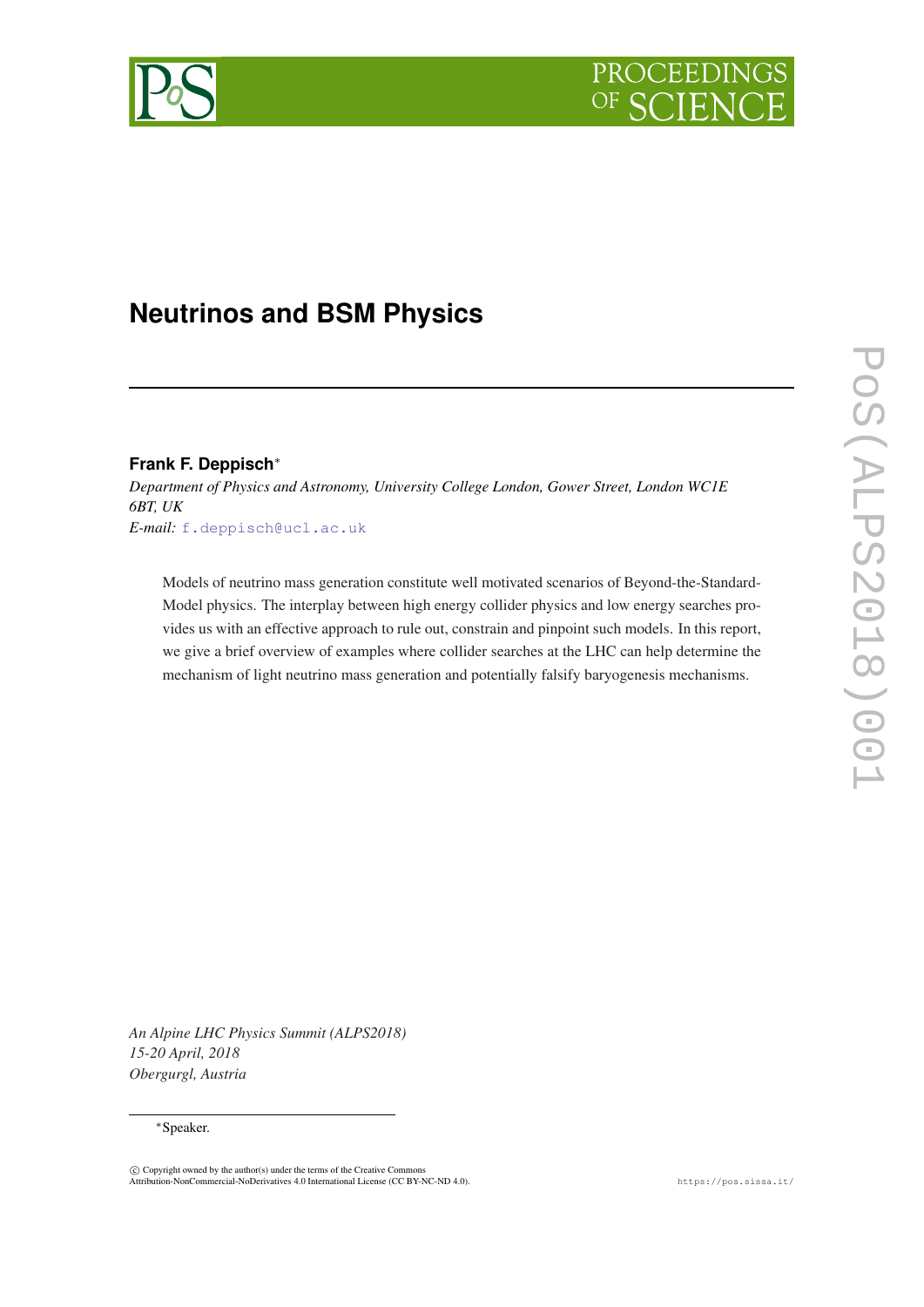# Neutrinos and BSM Physics

**Frank F. Deppisch***

*Department of Physics and Astronomy, University College London, Gower Street, London WC1E 6BT, UK*

*E-mail:* f.deppisch@ucl.ac.uk

Models of neutrino mass generation constitute well motivated scenarios of Beyond-the-Standard-Model physics. The interplay between high energy collider physics and low energy searches provides us with an effective approach to rule out, constrain and pinpoint such models. In this report, we give a brief overview of examples where collider searches at the LHC can help determine the mechanism of light neutrino mass generation and potentially falsify baryogenesis mechanisms.

*An Alpine LHC Physics Summit (ALPS2018)*
*15-20 April, 2018*
*Obergurgl, Austria*

*Speaker.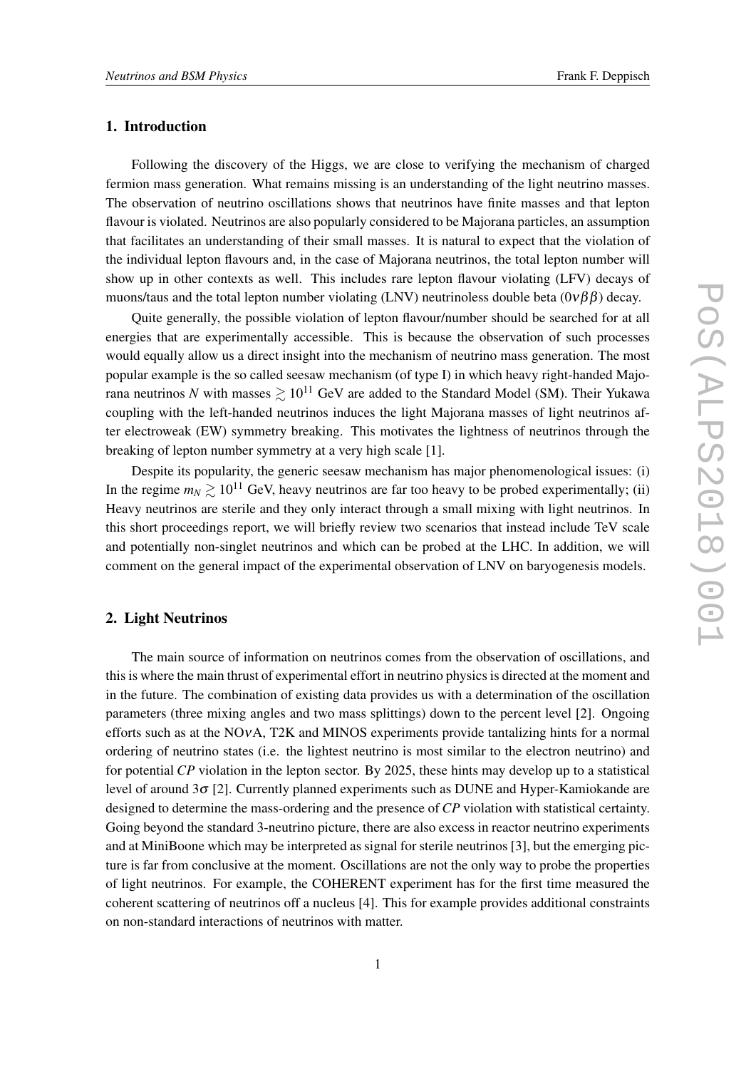## 1. Introduction

Following the discovery of the Higgs, we are close to verifying the mechanism of charged fermion mass generation. What remains missing is an understanding of the light neutrino masses. The observation of neutrino oscillations shows that neutrinos have finite masses and that lepton flavour is violated. Neutrinos are also popularly considered to be Majorana particles, an assumption that facilitates an understanding of their small masses. It is natural to expect that the violation of the individual lepton flavours and, in the case of Majorana neutrinos, the total lepton number will show up in other contexts as well. This includes rare lepton flavour violating (LFV) decays of muons/taus and the total lepton number violating (LNV) neutrinoless double beta ($0\nu\beta\beta$) decay.

Quite generally, the possible violation of lepton flavour/number should be searched for at all energies that are experimentally accessible. This is because the observation of such processes would equally allow us a direct insight into the mechanism of neutrino mass generation. The most popular example is the so called seesaw mechanism (of type I) in which heavy right-handed Majorana neutrinos $N$ with masses $\gtrsim 10^{11}$ GeV are added to the Standard Model (SM). Their Yukawa coupling with the left-handed neutrinos induces the light Majorana masses of light neutrinos after electroweak (EW) symmetry breaking. This motivates the lightness of neutrinos through the breaking of lepton number symmetry at a very high scale [1].

Despite its popularity, the generic seesaw mechanism has major phenomenological issues: (i) In the regime $m_N \gtrsim 10^{11}$ GeV, heavy neutrinos are far too heavy to be probed experimentally; (ii) Heavy neutrinos are sterile and they only interact through a small mixing with light neutrinos. In this short proceedings report, we will briefly review two scenarios that instead include TeV scale and potentially non-singlet neutrinos and which can be probed at the LHC. In addition, we will comment on the general impact of the experimental observation of LNV on baryogenesis models.

## 2. Light Neutrinos

The main source of information on neutrinos comes from the observation of oscillations, and this is where the main thrust of experimental effort in neutrino physics is directed at the moment and in the future. The combination of existing data provides us with a determination of the oscillation parameters (three mixing angles and two mass splittings) down to the percent level [2]. Ongoing efforts such as at the NO$\nu$A, T2K and MINOS experiments provide tantalizing hints for a normal ordering of neutrino states (i.e. the lightest neutrino is most similar to the electron neutrino) and for potential *CP* violation in the lepton sector. By 2025, these hints may develop up to a statistical level of around $3\sigma$ [2]. Currently planned experiments such as DUNE and Hyper-Kamiokande are designed to determine the mass-ordering and the presence of *CP* violation with statistical certainty. Going beyond the standard 3-neutrino picture, there are also excess in reactor neutrino experiments and at MiniBoone which may be interpreted as signal for sterile neutrinos [3], but the emerging picture is far from conclusive at the moment. Oscillations are not the only way to probe the properties of light neutrinos. For example, the COHERENT experiment has for the first time measured the coherent scattering of neutrinos off a nucleus [4]. This for example provides additional constraints on non-standard interactions of neutrinos with matter.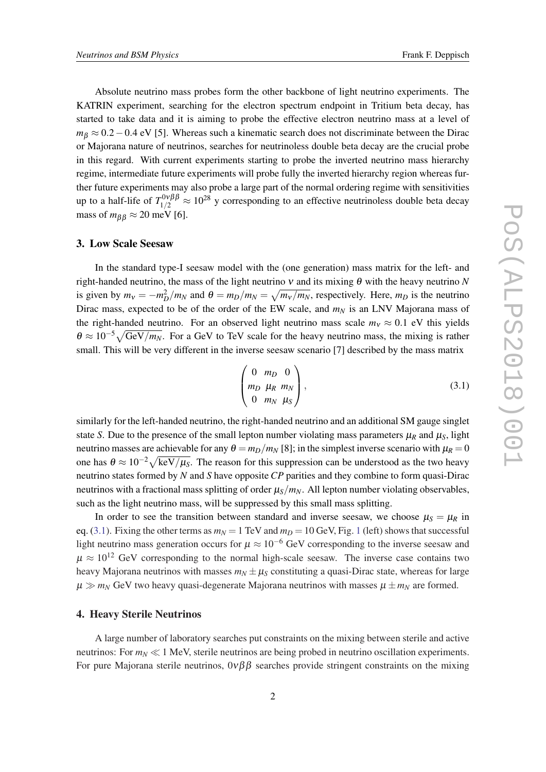Absolute neutrino mass probes form the other backbone of light neutrino experiments. The KATRIN experiment, searching for the electron spectrum endpoint in Tritium beta decay, has started to take data and it is aiming to probe the effective electron neutrino mass at a level of $m_\beta \approx 0.2 - 0.4$ eV [5]. Whereas such a kinematic search does not discriminate between the Dirac or Majorana nature of neutrinos, searches for neutrinoless double beta decay are the crucial probe in this regard. With current experiments starting to probe the inverted neutrino mass hierarchy regime, intermediate future experiments will probe fully the inverted hierarchy region whereas further future experiments may also probe a large part of the normal ordering regime with sensitivities up to a half-life of $T_{1/2}^{0\nu\beta\beta} \approx 10^{28}$ y corresponding to an effective neutrinoless double beta decay mass of $m_{\beta\beta} \approx 20$ meV [6].

## 3. Low Scale Seesaw

In the standard type-I seesaw model with the (one generation) mass matrix for the left- and right-handed neutrino, the mass of the light neutrino $\nu$ and its mixing $\theta$ with the heavy neutrino $N$ is given by $m_\nu = -m_D^2/m_N$ and $\theta = m_D/m_N = \sqrt{m_\nu/m_N}$, respectively. Here, $m_D$ is the neutrino Dirac mass, expected to be of the order of the EW scale, and $m_N$ is an LNV Majorana mass of the right-handed neutrino. For an observed light neutrino mass scale $m_\nu \approx 0.1$ eV this yields $\theta \approx 10^{-5}\sqrt{\text{GeV}/m_N}$. For a GeV to TeV scale for the heavy neutrino mass, the mixing is rather small. This will be very different in the inverse seesaw scenario [7] described by the mass matrix

$$\begin{pmatrix} 0 & m_D & 0 \\ m_D & \mu_R & m_N \\ 0 & m_N & \mu_S \end{pmatrix}, \tag{3.1}$$

similarly for the left-handed neutrino, the right-handed neutrino and an additional SM gauge singlet state $S$. Due to the presence of the small lepton number violating mass parameters $\mu_R$ and $\mu_S$, light neutrino masses are achievable for any $\theta = m_D/m_N$ [8]; in the simplest inverse scenario with $\mu_R = 0$ one has $\theta \approx 10^{-2}\sqrt{\text{keV}/\mu_S}$. The reason for this suppression can be understood as the two heavy neutrino states formed by $N$ and $S$ have opposite $CP$ parities and they combine to form quasi-Dirac neutrinos with a fractional mass splitting of order $\mu_S/m_N$. All lepton number violating observables, such as the light neutrino mass, will be suppressed by this small mass splitting.

In order to see the transition between standard and inverse seesaw, we choose $\mu_S = \mu_R$ in eq. (3.1). Fixing the other terms as $m_N = 1$ TeV and $m_D = 10$ GeV, Fig. 1 (left) shows that successful light neutrino mass generation occurs for $\mu \approx 10^{-6}$ GeV corresponding to the inverse seesaw and $\mu \approx 10^{12}$ GeV corresponding to the normal high-scale seesaw. The inverse case contains two heavy Majorana neutrinos with masses $m_N \pm \mu_S$ constituting a quasi-Dirac state, whereas for large $\mu \gg m_N$ GeV two heavy quasi-degenerate Majorana neutrinos with masses $\mu \pm m_N$ are formed.

## 4. Heavy Sterile Neutrinos

A large number of laboratory searches put constraints on the mixing between sterile and active neutrinos: For $m_N \ll 1$ MeV, sterile neutrinos are being probed in neutrino oscillation experiments. For pure Majorana sterile neutrinos, $0\nu\beta\beta$ searches provide stringent constraints on the mixing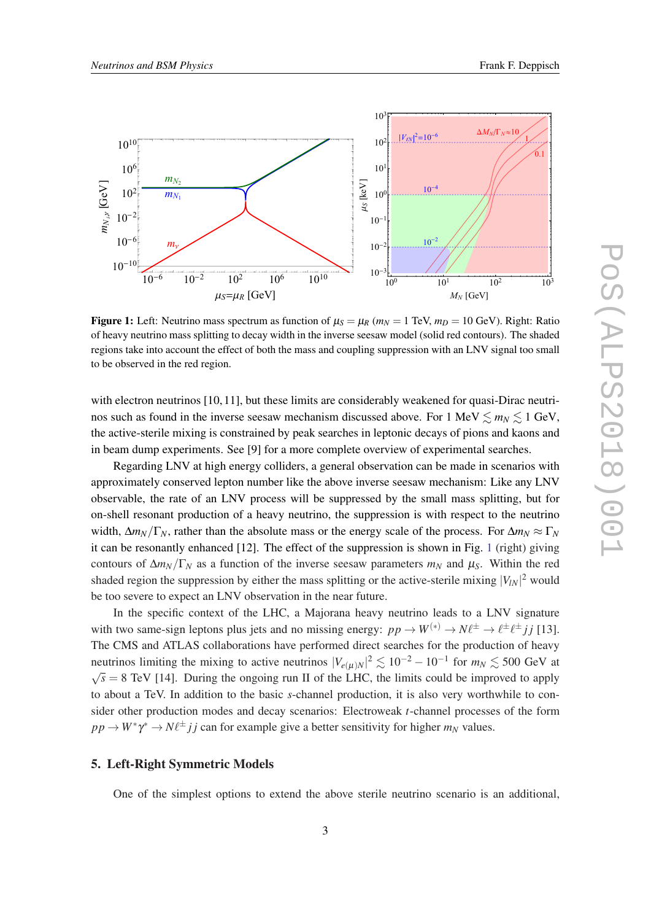**Figure 1:** Left: Neutrino mass spectrum as function of $\mu_S = \mu_R$ ($m_N = 1$ TeV, $m_D = 10$ GeV). Right: Ratio of heavy neutrino mass splitting to decay width in the inverse seesaw model (solid red contours). The shaded regions take into account the effect of both the mass and coupling suppression with an LNV signal too small to be observed in the red region.

with electron neutrinos [10, 11], but these limits are considerably weakened for quasi-Dirac neutrinos such as found in the inverse seesaw mechanism discussed above. For 1 MeV $\lesssim m_N \lesssim$ 1 GeV, the active-sterile mixing is constrained by peak searches in leptonic decays of pions and kaons and in beam dump experiments. See [9] for a more complete overview of experimental searches.

Regarding LNV at high energy colliders, a general observation can be made in scenarios with approximately conserved lepton number like the above inverse seesaw mechanism: Like any LNV observable, the rate of an LNV process will be suppressed by the small mass splitting, but for on-shell resonant production of a heavy neutrino, the suppression is with respect to the neutrino width, $\Delta m_N/\Gamma_N$, rather than the absolute mass or the energy scale of the process. For $\Delta m_N \approx \Gamma_N$ it can be resonantly enhanced [12]. The effect of the suppression is shown in Fig. 1 (right) giving contours of $\Delta m_N/\Gamma_N$ as a function of the inverse seesaw parameters $m_N$ and $\mu_S$. Within the red shaded region the suppression by either the mass splitting or the active-sterile mixing $|V_{lN}|^2$ would be too severe to expect an LNV observation in the near future.

In the specific context of the LHC, a Majorana heavy neutrino leads to a LNV signature with two same-sign leptons plus jets and no missing energy: $pp \to W^{(*)} \to N\ell^\pm \to \ell^\pm\ell^\pm jj$ [13]. The CMS and ATLAS collaborations have performed direct searches for the production of heavy neutrinos limiting the mixing to active neutrinos $|V_{e(\mu)N}|^2 \lesssim 10^{-2} - 10^{-1}$ for $m_N \lesssim 500$ GeV at $\sqrt{s} = 8$ TeV [14]. During the ongoing run II of the LHC, the limits could be improved to apply to about a TeV. In addition to the basic $s$-channel production, it is also very worthwhile to consider other production modes and decay scenarios: Electroweak $t$-channel processes of the form $pp \to W^*\gamma^* \to N\ell^\pm jj$ can for example give a better sensitivity for higher $m_N$ values.

## 5. Left-Right Symmetric Models

One of the simplest options to extend the above sterile neutrino scenario is an additional,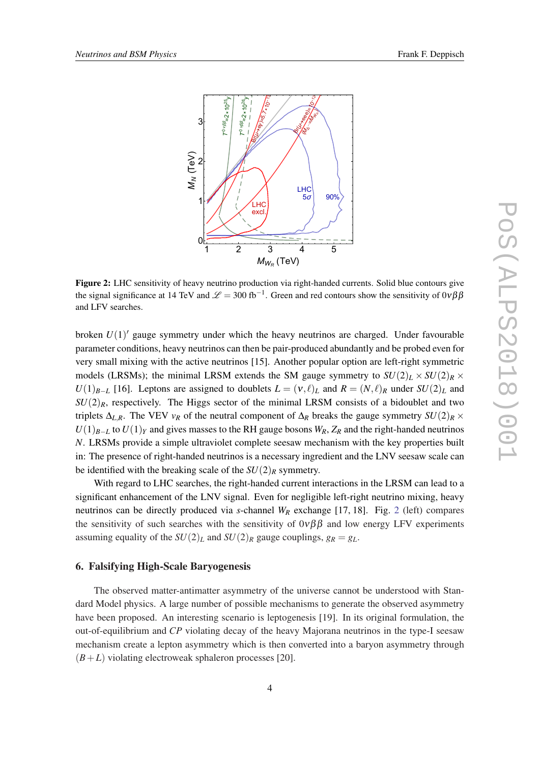**Figure 2:** LHC sensitivity of heavy neutrino production via right-handed currents. Solid blue contours give the signal significance at 14 TeV and $\mathscr{L} = 300\ \text{fb}^{-1}$. Green and red contours show the sensitivity of $0\nu\beta\beta$ and LFV searches.

broken $U(1)'$ gauge symmetry under which the heavy neutrinos are charged. Under favourable parameter conditions, heavy neutrinos can then be pair-produced abundantly and be probed even for very small mixing with the active neutrinos [15]. Another popular option are left-right symmetric models (LRSMs); the minimal LRSM extends the SM gauge symmetry to $SU(2)_L \times SU(2)_R \times U(1)_{B-L}$ [16]. Leptons are assigned to doublets $L = (\nu, \ell)_L$ and $R = (N, \ell)_R$ under $SU(2)_L$ and $SU(2)_R$, respectively. The Higgs sector of the minimal LRSM consists of a bidoublet and two triplets $\Delta_{L,R}$. The VEV $v_R$ of the neutral component of $\Delta_R$ breaks the gauge symmetry $SU(2)_R \times U(1)_{B-L}$ to $U(1)_Y$ and gives masses to the RH gauge bosons $W_R$, $Z_R$ and the right-handed neutrinos $N$. LRSMs provide a simple ultraviolet complete seesaw mechanism with the key properties built in: The presence of right-handed neutrinos is a necessary ingredient and the LNV seesaw scale can be identified with the breaking scale of the $SU(2)_R$ symmetry.

With regard to LHC searches, the right-handed current interactions in the LRSM can lead to a significant enhancement of the LNV signal. Even for negligible left-right neutrino mixing, heavy neutrinos can be directly produced via $s$-channel $W_R$ exchange [17, 18]. Fig. 2 (left) compares the sensitivity of such searches with the sensitivity of $0\nu\beta\beta$ and low energy LFV experiments assuming equality of the $SU(2)_L$ and $SU(2)_R$ gauge couplings, $g_R = g_L$.

## 6. Falsifying High-Scale Baryogenesis

The observed matter-antimatter asymmetry of the universe cannot be understood with Standard Model physics. A large number of possible mechanisms to generate the observed asymmetry have been proposed. An interesting scenario is leptogenesis [19]. In its original formulation, the out-of-equilibrium and $CP$ violating decay of the heavy Majorana neutrinos in the type-I seesaw mechanism create a lepton asymmetry which is then converted into a baryon asymmetry through $(B+L)$ violating electroweak sphaleron processes [20].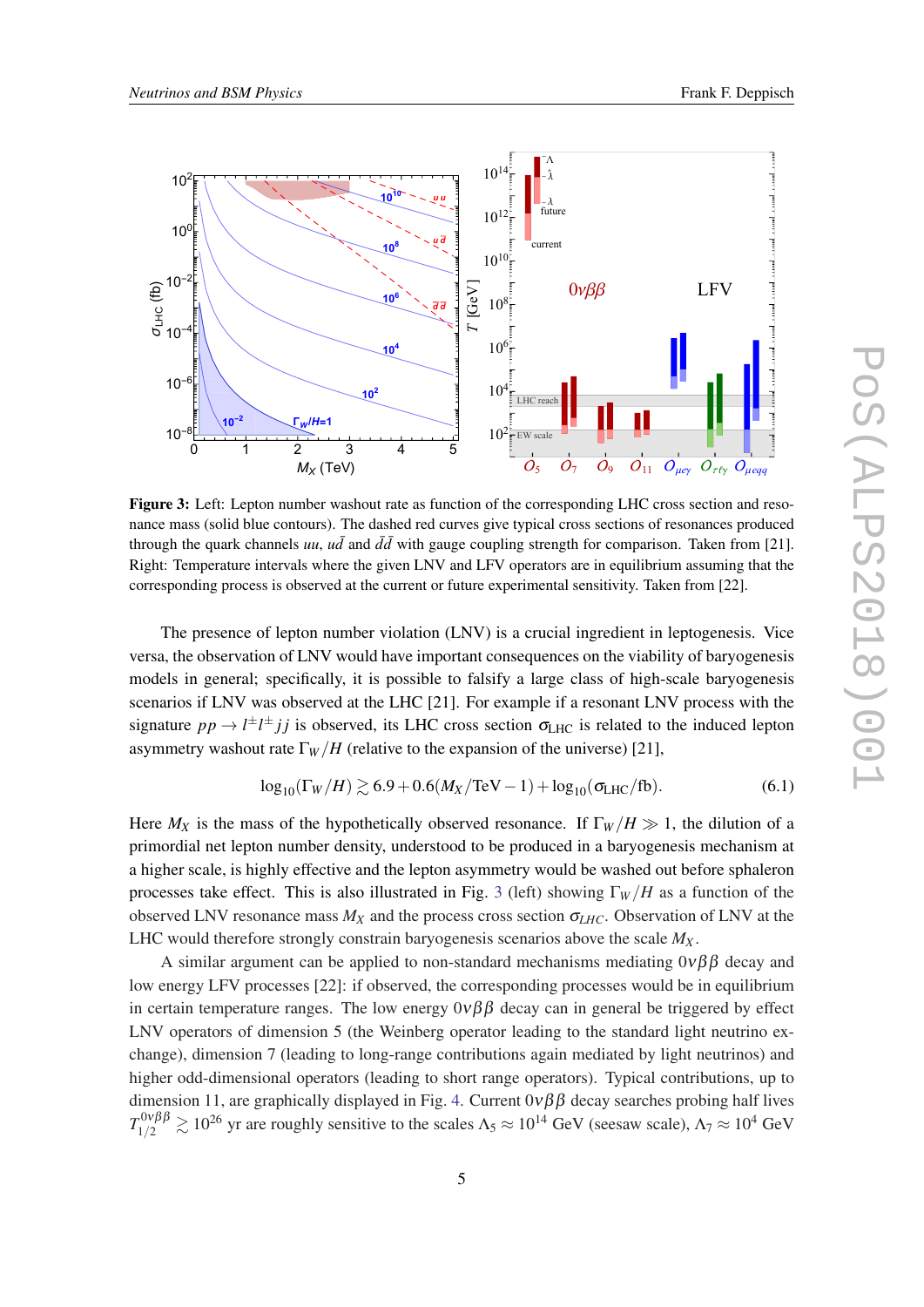**Figure 3:** Left: Lepton number washout rate as function of the corresponding LHC cross section and resonance mass (solid blue contours). The dashed red curves give typical cross sections of resonances produced through the quark channels $uu$, $ud$ and $\bar{d}\bar{d}$ with gauge coupling strength for comparison. Taken from [21]. Right: Temperature intervals where the given LNV and LFV operators are in equilibrium assuming that the corresponding process is observed at the current or future experimental sensitivity. Taken from [22].

The presence of lepton number violation (LNV) is a crucial ingredient in leptogenesis. Vice versa, the observation of LNV would have important consequences on the viability of baryogenesis models in general; specifically, it is possible to falsify a large class of high-scale baryogenesis scenarios if LNV was observed at the LHC [21]. For example if a resonant LNV process with the signature $pp \to l^\pm l^\pm jj$ is observed, its LHC cross section $\sigma_{\mathrm{LHC}}$ is related to the induced lepton asymmetry washout rate $\Gamma_W/H$ (relative to the expansion of the universe) [21],

$$\log_{10}(\Gamma_W/H) \gtrsim 6.9 + 0.6(M_X/\mathrm{TeV} - 1) + \log_{10}(\sigma_{\mathrm{LHC}}/\mathrm{fb}). \tag{6.1}$$

Here $M_X$ is the mass of the hypothetically observed resonance. If $\Gamma_W/H \gg 1$, the dilution of a primordial net lepton number density, understood to be produced in a baryogenesis mechanism at a higher scale, is highly effective and the lepton asymmetry would be washed out before sphaleron processes take effect. This is also illustrated in Fig. 3 (left) showing $\Gamma_W/H$ as a function of the observed LNV resonance mass $M_X$ and the process cross section $\sigma_{LHC}$. Observation of LNV at the LHC would therefore strongly constrain baryogenesis scenarios above the scale $M_X$.

A similar argument can be applied to non-standard mechanisms mediating $0\nu\beta\beta$ decay and low energy LFV processes [22]: if observed, the corresponding processes would be in equilibrium in certain temperature ranges. The low energy $0\nu\beta\beta$ decay can in general be triggered by effect LNV operators of dimension 5 (the Weinberg operator leading to the standard light neutrino exchange), dimension 7 (leading to long-range contributions again mediated by light neutrinos) and higher odd-dimensional operators (leading to short range operators). Typical contributions, up to dimension 11, are graphically displayed in Fig. 4. Current $0\nu\beta\beta$ decay searches probing half lives $T_{1/2}^{0\nu\beta\beta} \gtrsim 10^{26}$ yr are roughly sensitive to the scales $\Lambda_5 \approx 10^{14}$ GeV (seesaw scale), $\Lambda_7 \approx 10^4$ GeV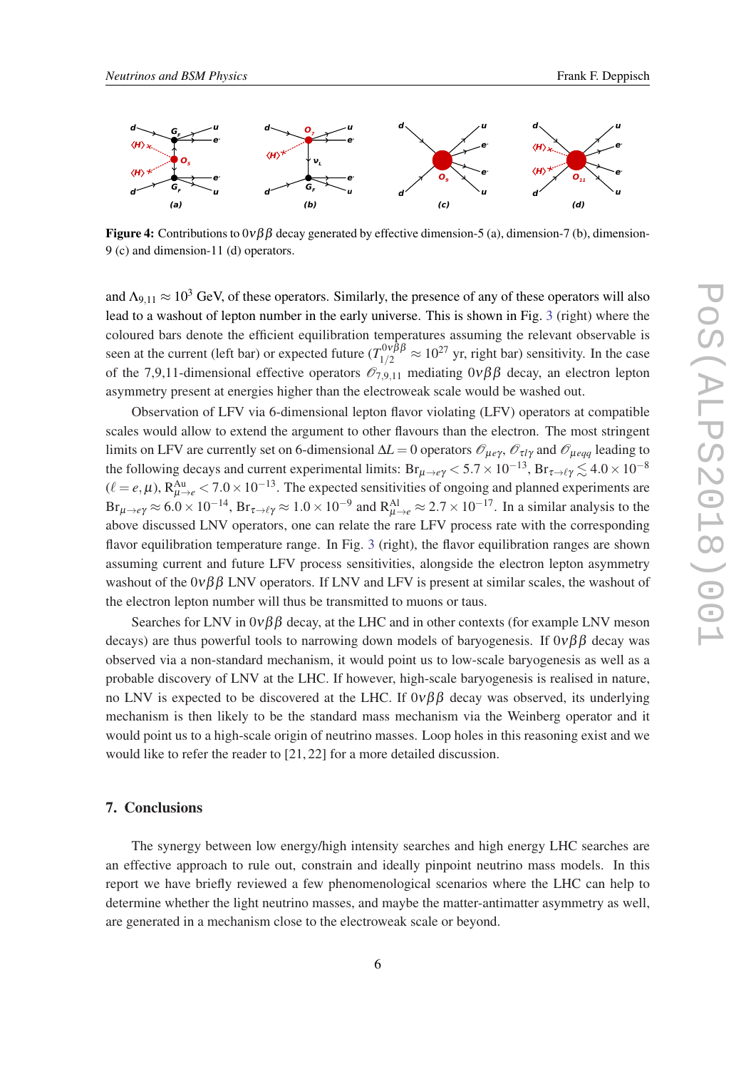**Figure 4:** Contributions to $0\nu\beta\beta$ decay generated by effective dimension-5 (a), dimension-7 (b), dimension-9 (c) and dimension-11 (d) operators.

and $\Lambda_{9,11} \approx 10^3$ GeV, of these operators. Similarly, the presence of any of these operators will also lead to a washout of lepton number in the early universe. This is shown in Fig. 3 (right) where the coloured bars denote the efficient equilibration temperatures assuming the relevant observable is seen at the current (left bar) or expected future ($T_{1/2}^{0\nu\beta\beta} \approx 10^{27}$ yr, right bar) sensitivity. In the case of the 7,9,11-dimensional effective operators $\mathcal{O}_{7,9,11}$ mediating $0\nu\beta\beta$ decay, an electron lepton asymmetry present at energies higher than the electroweak scale would be washed out.

Observation of LFV via 6-dimensional lepton flavor violating (LFV) operators at compatible scales would allow to extend the argument to other flavours than the electron. The most stringent limits on LFV are currently set on 6-dimensional $\Delta L = 0$ operators $\mathcal{O}_{\mu e\gamma}$, $\mathcal{O}_{\tau l\gamma}$ and $\mathcal{O}_{\mu eqq}$ leading to the following decays and current experimental limits: $\text{Br}_{\mu\to e\gamma} < 5.7 \times 10^{-13}$, $\text{Br}_{\tau\to\ell\gamma} \lesssim 4.0 \times 10^{-8}$ ($\ell = e, \mu$), $\text{R}^{\text{Au}}_{\mu\to e} < 7.0 \times 10^{-13}$. The expected sensitivities of ongoing and planned experiments are $\text{Br}_{\mu\to e\gamma} \approx 6.0 \times 10^{-14}$, $\text{Br}_{\tau\to\ell\gamma} \approx 1.0 \times 10^{-9}$ and $\text{R}^{\text{Al}}_{\mu\to e} \approx 2.7 \times 10^{-17}$. In a similar analysis to the above discussed LNV operators, one can relate the rare LFV process rate with the corresponding flavor equilibration temperature range. In Fig. 3 (right), the flavor equilibration ranges are shown assuming current and future LFV process sensitivities, alongside the electron lepton asymmetry washout of the $0\nu\beta\beta$ LNV operators. If LNV and LFV is present at similar scales, the washout of the electron lepton number will thus be transmitted to muons or taus.

Searches for LNV in $0\nu\beta\beta$ decay, at the LHC and in other contexts (for example LNV meson decays) are thus powerful tools to narrowing down models of baryogenesis. If $0\nu\beta\beta$ decay was observed via a non-standard mechanism, it would point us to low-scale baryogenesis as well as a probable discovery of LNV at the LHC. If however, high-scale baryogenesis is realised in nature, no LNV is expected to be discovered at the LHC. If $0\nu\beta\beta$ decay was observed, its underlying mechanism is then likely to be the standard mass mechanism via the Weinberg operator and it would point us to a high-scale origin of neutrino masses. Loop holes in this reasoning exist and we would like to refer the reader to [21, 22] for a more detailed discussion.

## 7. Conclusions

The synergy between low energy/high intensity searches and high energy LHC searches are an effective approach to rule out, constrain and ideally pinpoint neutrino mass models. In this report we have briefly reviewed a few phenomenological scenarios where the LHC can help to determine whether the light neutrino masses, and maybe the matter-antimatter asymmetry as well, are generated in a mechanism close to the electroweak scale or beyond.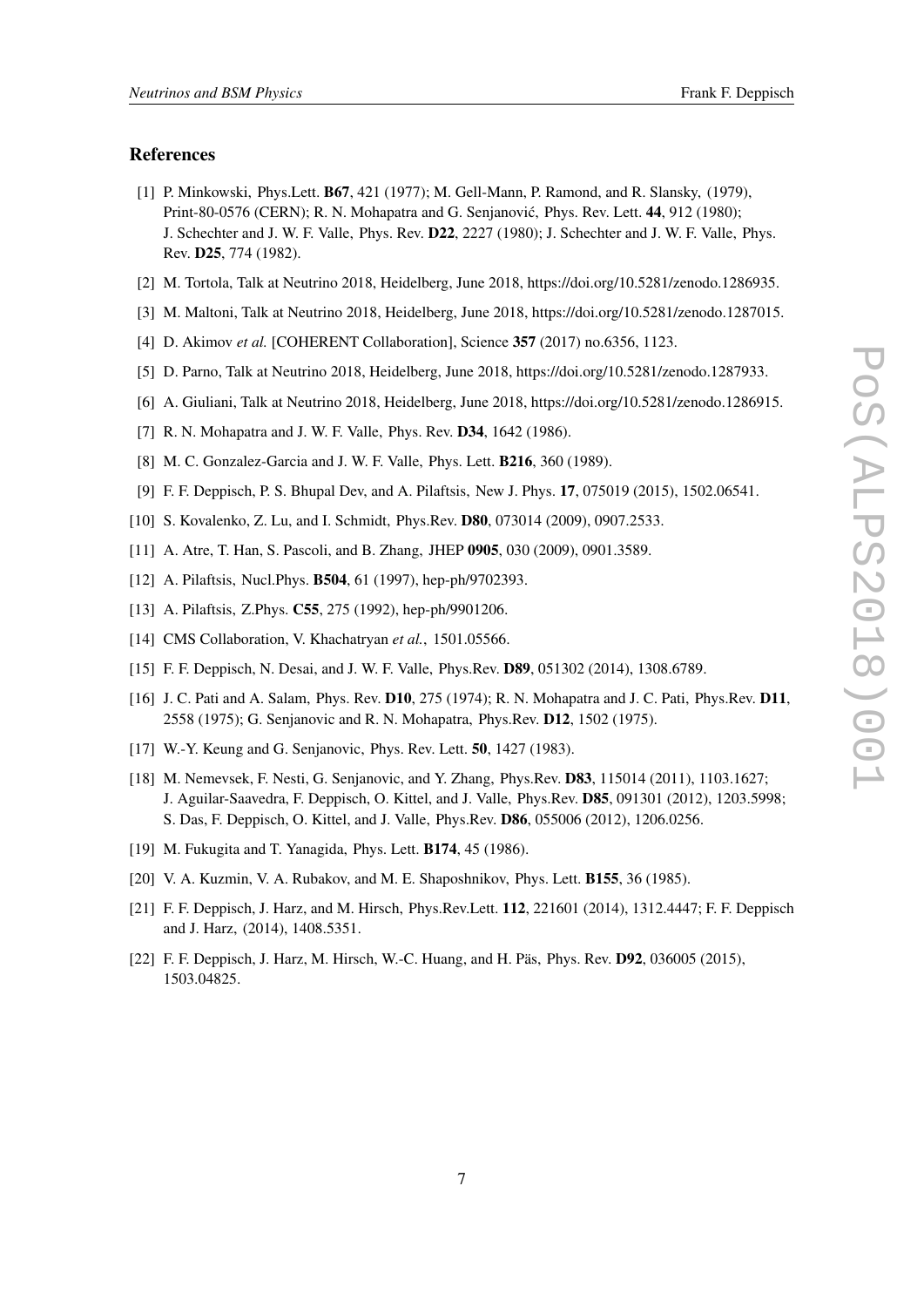## References

[1] P. Minkowski, Phys.Lett. **B67**, 421 (1977); M. Gell-Mann, P. Ramond, and R. Slansky, (1979), Print-80-0576 (CERN); R. N. Mohapatra and G. Senjanović, Phys. Rev. Lett. **44**, 912 (1980); J. Schechter and J. W. F. Valle, Phys. Rev. **D22**, 2227 (1980); J. Schechter and J. W. F. Valle, Phys. Rev. **D25**, 774 (1982).

[2] M. Tortola, Talk at Neutrino 2018, Heidelberg, June 2018, https://doi.org/10.5281/zenodo.1286935.

[3] M. Maltoni, Talk at Neutrino 2018, Heidelberg, June 2018, https://doi.org/10.5281/zenodo.1287015.

[4] D. Akimov *et al.* [COHERENT Collaboration], Science **357** (2017) no.6356, 1123.

[5] D. Parno, Talk at Neutrino 2018, Heidelberg, June 2018, https://doi.org/10.5281/zenodo.1287933.

[6] A. Giuliani, Talk at Neutrino 2018, Heidelberg, June 2018, https://doi.org/10.5281/zenodo.1286915.

[7] R. N. Mohapatra and J. W. F. Valle, Phys. Rev. **D34**, 1642 (1986).

[8] M. C. Gonzalez-Garcia and J. W. F. Valle, Phys. Lett. **B216**, 360 (1989).

[9] F. F. Deppisch, P. S. Bhupal Dev, and A. Pilaftsis, New J. Phys. **17**, 075019 (2015), 1502.06541.

[10] S. Kovalenko, Z. Lu, and I. Schmidt, Phys.Rev. **D80**, 073014 (2009), 0907.2533.

[11] A. Atre, T. Han, S. Pascoli, and B. Zhang, JHEP **0905**, 030 (2009), 0901.3589.

[12] A. Pilaftsis, Nucl.Phys. **B504**, 61 (1997), hep-ph/9702393.

[13] A. Pilaftsis, Z.Phys. **C55**, 275 (1992), hep-ph/9901206.

[14] CMS Collaboration, V. Khachatryan *et al.*, 1501.05566.

[15] F. F. Deppisch, N. Desai, and J. W. F. Valle, Phys.Rev. **D89**, 051302 (2014), 1308.6789.

[16] J. C. Pati and A. Salam, Phys. Rev. **D10**, 275 (1974); R. N. Mohapatra and J. C. Pati, Phys.Rev. **D11**, 2558 (1975); G. Senjanovic and R. N. Mohapatra, Phys.Rev. **D12**, 1502 (1975).

[17] W.-Y. Keung and G. Senjanovic, Phys. Rev. Lett. **50**, 1427 (1983).

[18] M. Nemevsek, F. Nesti, G. Senjanovic, and Y. Zhang, Phys.Rev. **D83**, 115014 (2011), 1103.1627; J. Aguilar-Saavedra, F. Deppisch, O. Kittel, and J. Valle, Phys.Rev. **D85**, 091301 (2012), 1203.5998; S. Das, F. Deppisch, O. Kittel, and J. Valle, Phys.Rev. **D86**, 055006 (2012), 1206.0256.

[19] M. Fukugita and T. Yanagida, Phys. Lett. **B174**, 45 (1986).

[20] V. A. Kuzmin, V. A. Rubakov, and M. E. Shaposhnikov, Phys. Lett. **B155**, 36 (1985).

[21] F. F. Deppisch, J. Harz, and M. Hirsch, Phys.Rev.Lett. **112**, 221601 (2014), 1312.4447; F. F. Deppisch and J. Harz, (2014), 1408.5351.

[22] F. F. Deppisch, J. Harz, M. Hirsch, W.-C. Huang, and H. Päs, Phys. Rev. **D92**, 036005 (2015), 1503.04825.